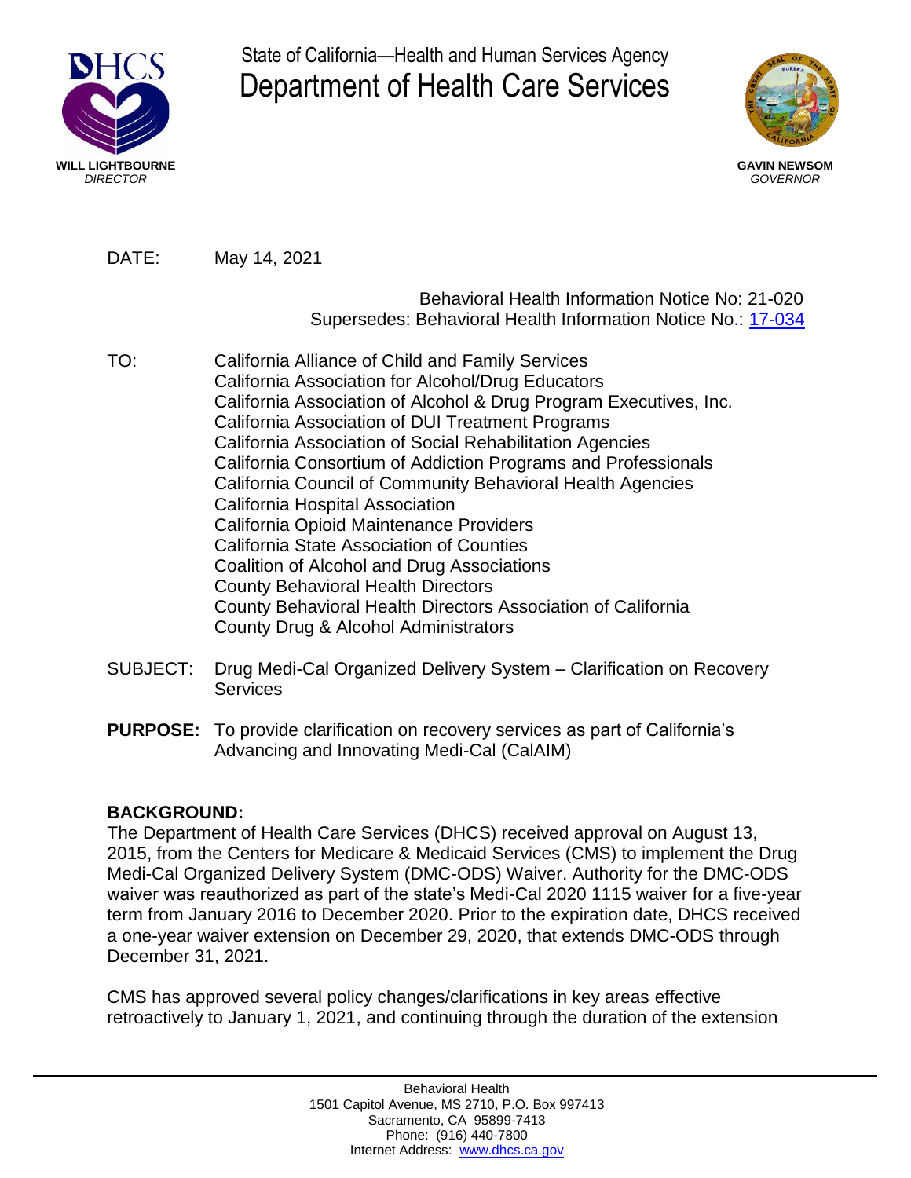State of California—Health and Human Services Agency

# Department of Health Care Services

**WILL LIGHTBOURNE**
*DIRECTOR*

**GAVIN NEWSOM**
*GOVERNOR*

DATE: May 14, 2021

Behavioral Health Information Notice No: 21-020
Supersedes: Behavioral Health Information Notice No.: 17-034

TO:
California Alliance of Child and Family Services
California Association for Alcohol/Drug Educators
California Association of Alcohol & Drug Program Executives, Inc.
California Association of DUI Treatment Programs
California Association of Social Rehabilitation Agencies
California Consortium of Addiction Programs and Professionals
California Council of Community Behavioral Health Agencies
California Hospital Association
California Opioid Maintenance Providers
California State Association of Counties
Coalition of Alcohol and Drug Associations
County Behavioral Health Directors
County Behavioral Health Directors Association of California
County Drug & Alcohol Administrators

SUBJECT: Drug Medi-Cal Organized Delivery System – Clarification on Recovery Services

**PURPOSE:** To provide clarification on recovery services as part of California's Advancing and Innovating Medi-Cal (CalAIM)

**BACKGROUND:**

The Department of Health Care Services (DHCS) received approval on August 13, 2015, from the Centers for Medicare & Medicaid Services (CMS) to implement the Drug Medi-Cal Organized Delivery System (DMC-ODS) Waiver. Authority for the DMC-ODS waiver was reauthorized as part of the state's Medi-Cal 2020 1115 waiver for a five-year term from January 2016 to December 2020. Prior to the expiration date, DHCS received a one-year waiver extension on December 29, 2020, that extends DMC-ODS through December 31, 2021.

CMS has approved several policy changes/clarifications in key areas effective retroactively to January 1, 2021, and continuing through the duration of the extension

Behavioral Health
1501 Capitol Avenue, MS 2710, P.O. Box 997413
Sacramento, CA 95899-7413
Phone: (916) 440-7800
Internet Address: www.dhcs.ca.gov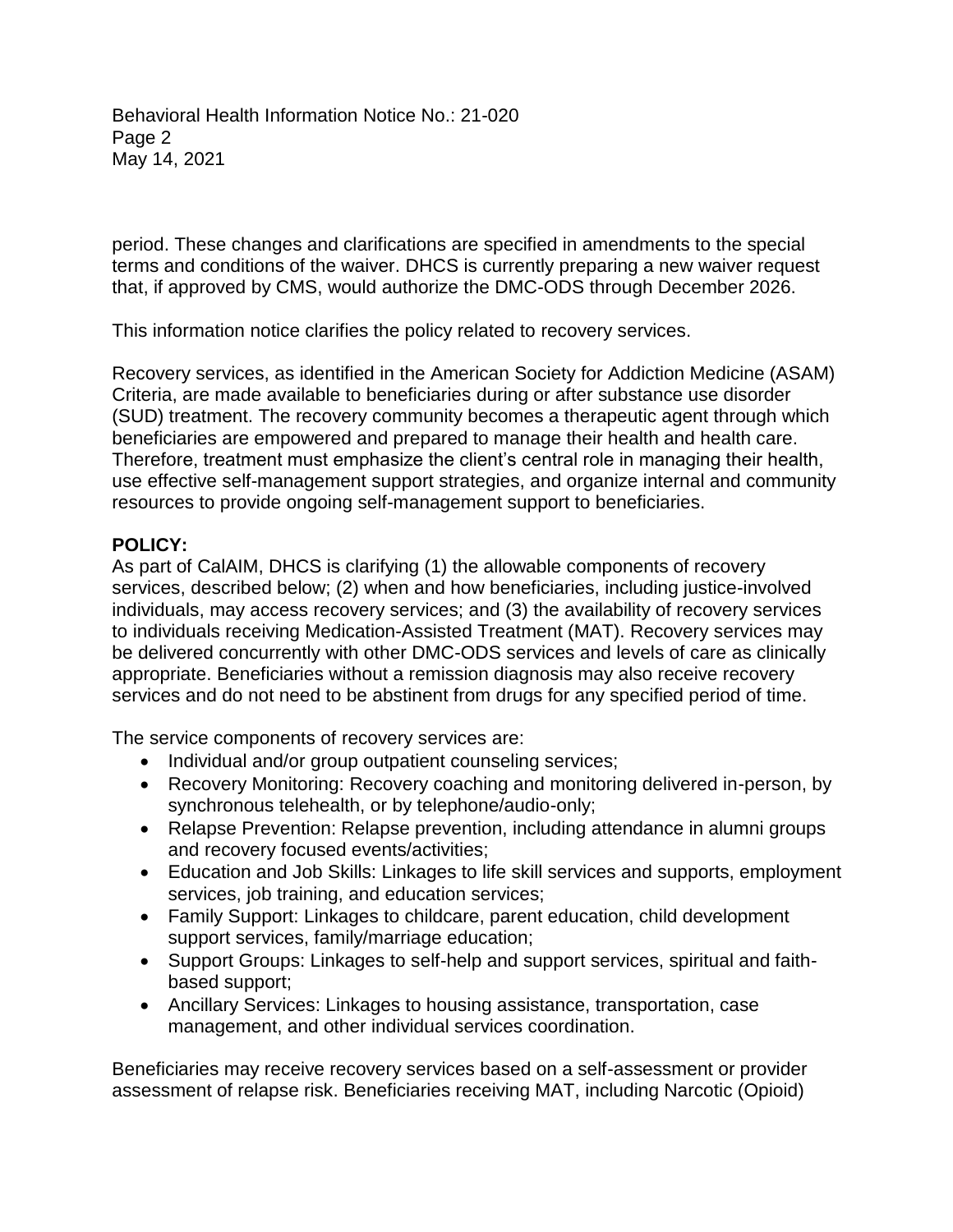period. These changes and clarifications are specified in amendments to the special terms and conditions of the waiver. DHCS is currently preparing a new waiver request that, if approved by CMS, would authorize the DMC-ODS through December 2026.

This information notice clarifies the policy related to recovery services.

Recovery services, as identified in the American Society for Addiction Medicine (ASAM) Criteria, are made available to beneficiaries during or after substance use disorder (SUD) treatment. The recovery community becomes a therapeutic agent through which beneficiaries are empowered and prepared to manage their health and health care. Therefore, treatment must emphasize the client's central role in managing their health, use effective self-management support strategies, and organize internal and community resources to provide ongoing self-management support to beneficiaries.

**POLICY:**

As part of CalAIM, DHCS is clarifying (1) the allowable components of recovery services, described below; (2) when and how beneficiaries, including justice-involved individuals, may access recovery services; and (3) the availability of recovery services to individuals receiving Medication-Assisted Treatment (MAT). Recovery services may be delivered concurrently with other DMC-ODS services and levels of care as clinically appropriate. Beneficiaries without a remission diagnosis may also receive recovery services and do not need to be abstinent from drugs for any specified period of time.

The service components of recovery services are:

- Individual and/or group outpatient counseling services;
- Recovery Monitoring: Recovery coaching and monitoring delivered in-person, by synchronous telehealth, or by telephone/audio-only;
- Relapse Prevention: Relapse prevention, including attendance in alumni groups and recovery focused events/activities;
- Education and Job Skills: Linkages to life skill services and supports, employment services, job training, and education services;
- Family Support: Linkages to childcare, parent education, child development support services, family/marriage education;
- Support Groups: Linkages to self-help and support services, spiritual and faith-based support;
- Ancillary Services: Linkages to housing assistance, transportation, case management, and other individual services coordination.

Beneficiaries may receive recovery services based on a self-assessment or provider assessment of relapse risk. Beneficiaries receiving MAT, including Narcotic (Opioid)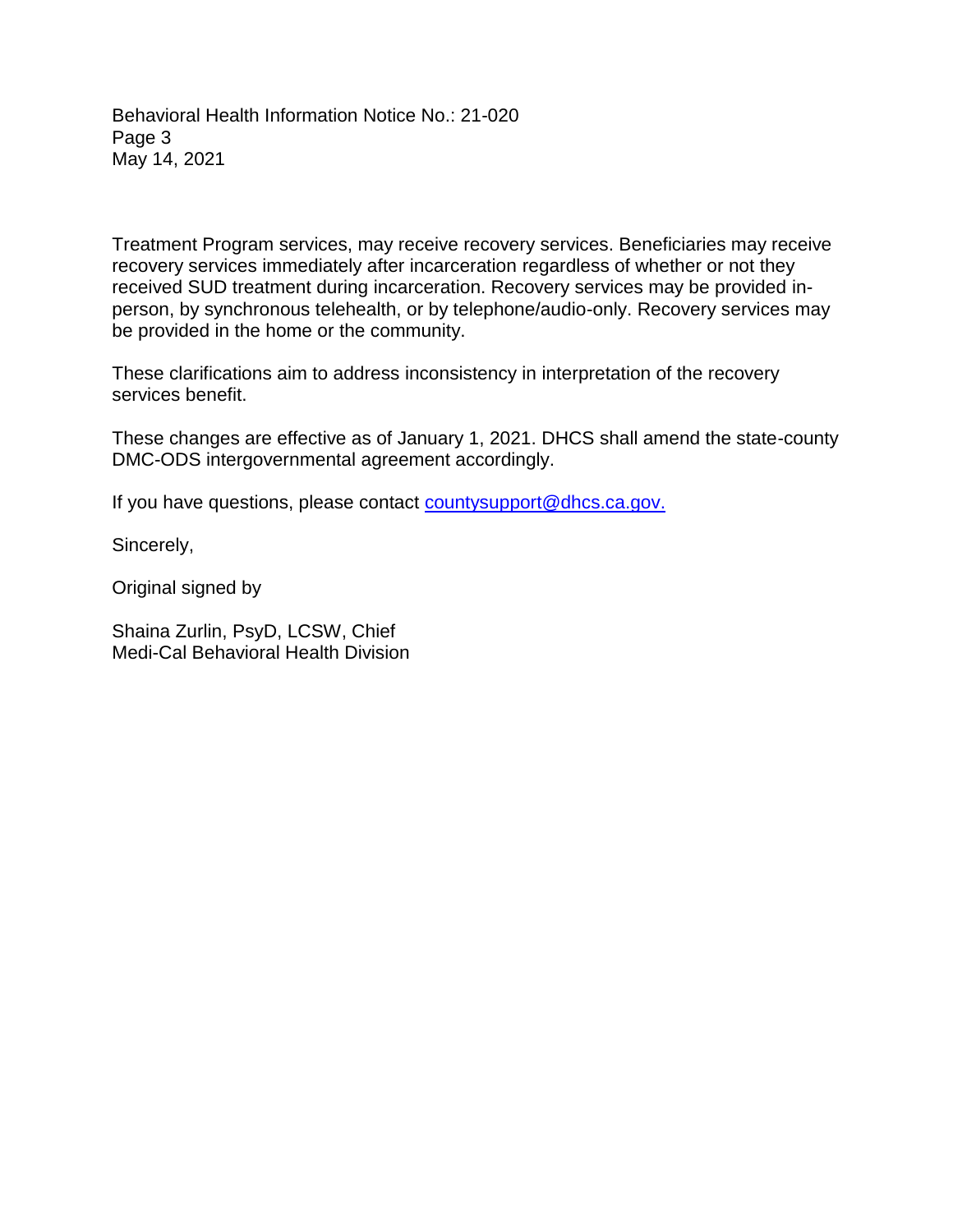Treatment Program services, may receive recovery services. Beneficiaries may receive recovery services immediately after incarceration regardless of whether or not they received SUD treatment during incarceration. Recovery services may be provided in-person, by synchronous telehealth, or by telephone/audio-only. Recovery services may be provided in the home or the community.

These clarifications aim to address inconsistency in interpretation of the recovery services benefit.

These changes are effective as of January 1, 2021. DHCS shall amend the state-county DMC-ODS intergovernmental agreement accordingly.

If you have questions, please contact countysupport@dhcs.ca.gov.

Sincerely,

Original signed by

Shaina Zurlin, PsyD, LCSW, Chief
Medi-Cal Behavioral Health Division